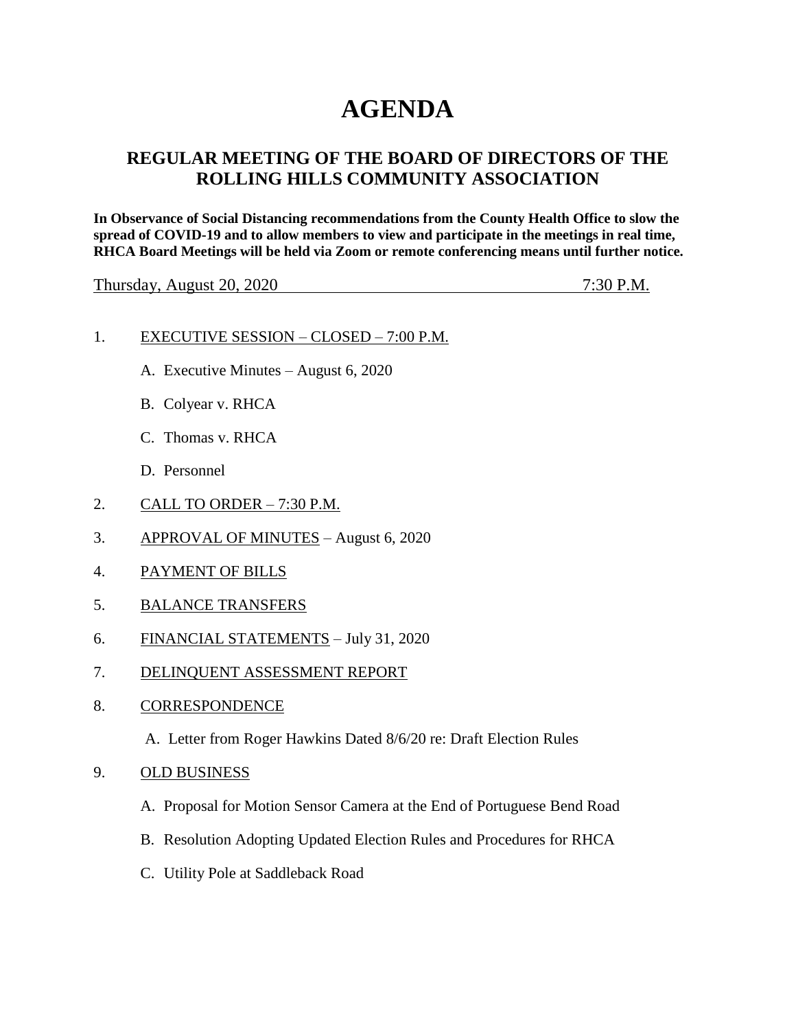# AGENDA

## REGULAR MEETING OF THE BOARD OF DIRECTORS OF THE ROLLING HILLS COMMUNITY ASSOCIATION

**In Observance of Social Distancing recommendations from the County Health Office to slow the spread of COVID-19 and to allow members to view and participate in the meetings in real time, RHCA Board Meetings will be held via Zoom or remote conferencing means until further notice.**

Thursday, August 20, 2020 7:30 P.M.

1. EXECUTIVE SESSION – CLOSED – 7:00 P.M.
   - A. Executive Minutes – August 6, 2020
   - B. Colyear v. RHCA
   - C. Thomas v. RHCA
   - D. Personnel
2. CALL TO ORDER – 7:30 P.M.
3. APPROVAL OF MINUTES – August 6, 2020
4. PAYMENT OF BILLS
5. BALANCE TRANSFERS
6. FINANCIAL STATEMENTS – July 31, 2020
7. DELINQUENT ASSESSMENT REPORT
8. CORRESPONDENCE
   - A. Letter from Roger Hawkins Dated 8/6/20 re: Draft Election Rules
9. OLD BUSINESS
   - A. Proposal for Motion Sensor Camera at the End of Portuguese Bend Road
   - B. Resolution Adopting Updated Election Rules and Procedures for RHCA
   - C. Utility Pole at Saddleback Road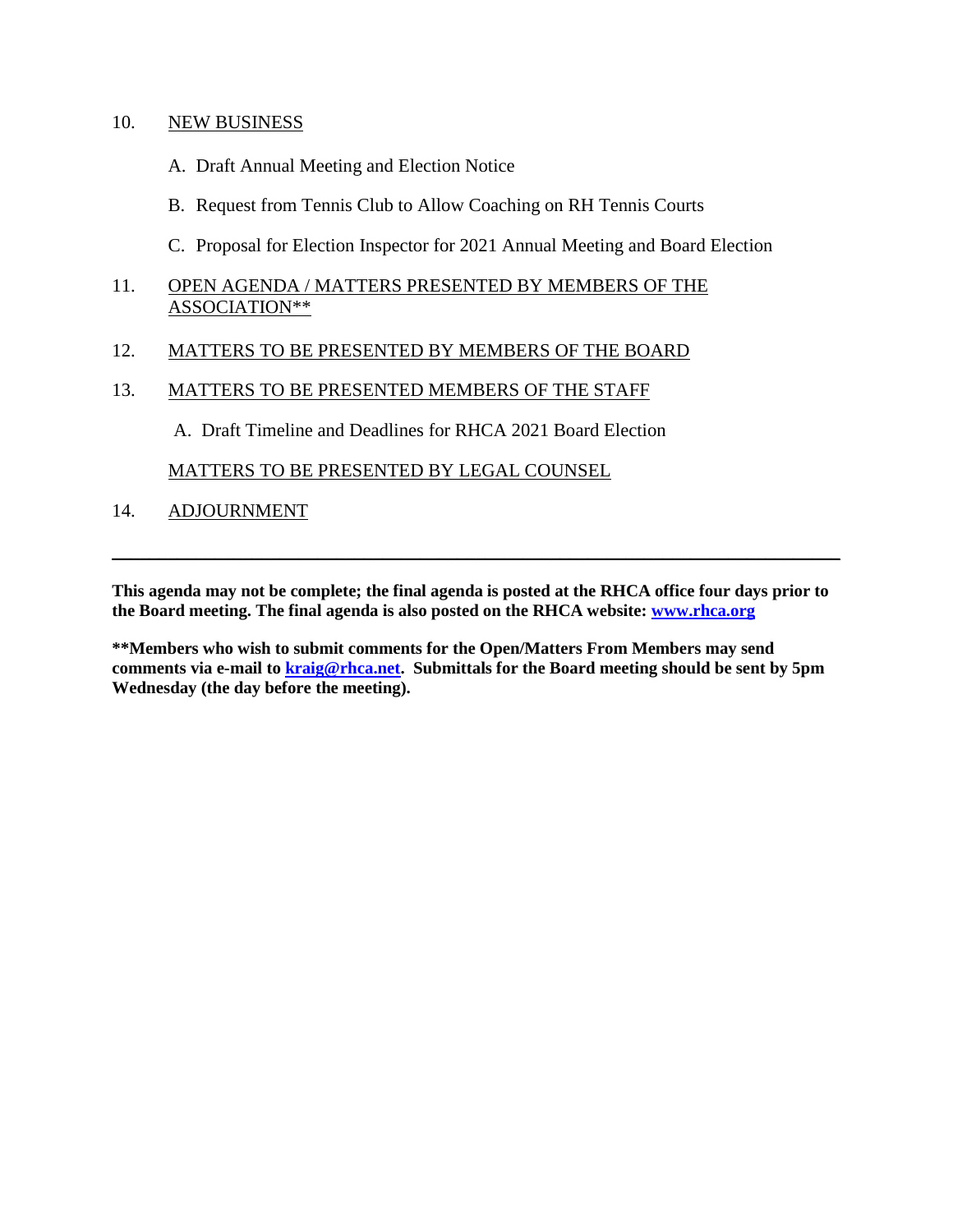10. NEW BUSINESS

    A. Draft Annual Meeting and Election Notice

    B. Request from Tennis Club to Allow Coaching on RH Tennis Courts

    C. Proposal for Election Inspector for 2021 Annual Meeting and Board Election

11. OPEN AGENDA / MATTERS PRESENTED BY MEMBERS OF THE ASSOCIATION**

12. MATTERS TO BE PRESENTED BY MEMBERS OF THE BOARD

13. MATTERS TO BE PRESENTED MEMBERS OF THE STAFF

    A. Draft Timeline and Deadlines for RHCA 2021 Board Election

    MATTERS TO BE PRESENTED BY LEGAL COUNSEL

14. ADJOURNMENT

---

**This agenda may not be complete; the final agenda is posted at the RHCA office four days prior to the Board meeting. The final agenda is also posted on the RHCA website: [www.rhca.org](www.rhca.org)**

****Members who wish to submit comments for the Open/Matters From Members may send comments via e-mail to [kraig@rhca.net](mailto:kraig@rhca.net). Submittals for the Board meeting should be sent by 5pm Wednesday (the day before the meeting).**